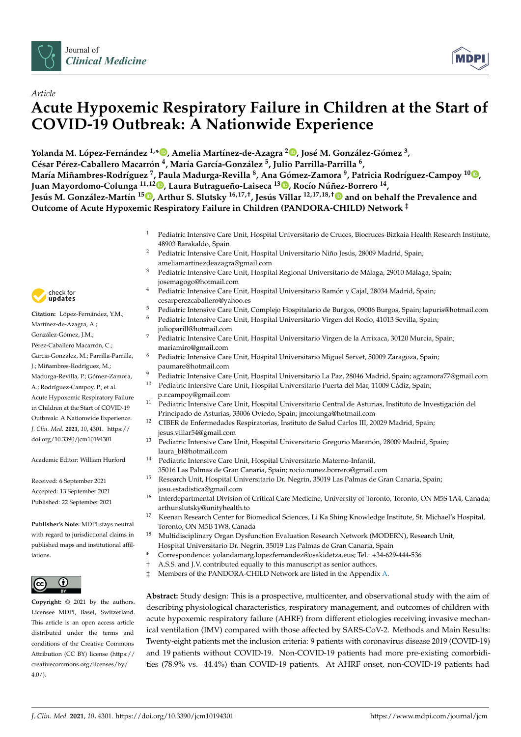*Article*

# Acute Hypoxemic Respiratory Failure in Children at the Start of COVID-19 Outbreak: A Nationwide Experience

**Yolanda M. López-Fernández [1,*], Amelia Martínez-de-Azagra [2], José M. González-Gómez [3], César Pérez-Caballero Macarrón [4], María García-González [5], Julio Parrilla-Parrilla [6], María Miñambres-Rodríguez [7], Paula Madurga-Revilla [8], Ana Gómez-Zamora [9], Patricia Rodríguez-Campoy [10], Juan Mayordomo-Colunga [11,12], Laura Butragueño-Laiseca [13], Rocío Núñez-Borrero [14], Jesús M. González-Martín [15], Arthur S. Slutsky [16,17,†], Jesús Villar [12,17,18,†] and on behalf the Prevalence and Outcome of Acute Hypoxemic Respiratory Failure in Children (PANDORA-CHILD) Network [‡]**

1. Pediatric Intensive Care Unit, Hospital Universitario de Cruces, Biocruces-Bizkaia Health Research Institute, 48903 Barakaldo, Spain
2. Pediatric Intensive Care Unit, Hospital Universitario Niño Jesús, 28009 Madrid, Spain; ameliamartinezdeazagra@gmail.com
3. Pediatric Intensive Care Unit, Hospital Regional Universitario de Málaga, 29010 Málaga, Spain; josemagogo@hotmail.com
4. Pediatric Intensive Care Unit, Hospital Universitario Ramón y Cajal, 28034 Madrid, Spain; cesarperezcaballero@yahoo.es
5. Pediatric Intensive Care Unit, Complejo Hospitalario de Burgos, 09006 Burgos, Spain; lapuris@hotmail.com
6. Pediatric Intensive Care Unit, Hospital Universitario Virgen del Rocío, 41013 Sevilla, Spain; julioparill@hotmail.com
7. Pediatric Intensive Care Unit, Hospital Universitario Virgen de la Arrixaca, 30120 Murcia, Spain; mariamiro@gmail.com
8. Pediatric Intensive Care Unit, Hospital Universitario Miguel Servet, 50009 Zaragoza, Spain; paumare@hotmail.com
9. Pediatric Intensive Care Unit, Hospital Universitario La Paz, 28046 Madrid, Spain; agzamora77@gmail.com
10. Pediatric Intensive Care Unit, Hospital Universitario Puerta del Mar, 11009 Cádiz, Spain; p.r.campoy@gmail.com
11. Pediatric Intensive Care Unit, Hospital Universitario Central de Asturias, Instituto de Investigación del Principado de Asturias, 33006 Oviedo, Spain; jmcolunga@hotmail.com
12. CIBER de Enfermedades Respiratorias, Instituto de Salud Carlos III, 20029 Madrid, Spain; jesus.villar54@gmail.com
13. Pediatric Intensive Care Unit, Hospital Universitario Gregorio Marañón, 28009 Madrid, Spain; laura_bl@hotmail.com
14. Pediatric Intensive Care Unit, Hospital Universitario Materno-Infantil, 35016 Las Palmas de Gran Canaria, Spain; rocio.nunez.borrero@gmail.com
15. Research Unit, Hospital Universitario Dr. Negrín, 35019 Las Palmas de Gran Canaria, Spain; josu.estadistica@gmail.com
16. Interdepartmental Division of Critical Care Medicine, University of Toronto, Toronto, ON M5S 1A4, Canada; arthur.slutsky@unityhealth.to
17. Keenan Research Center for Biomedical Sciences, Li Ka Shing Knowledge Institute, St. Michael's Hospital, Toronto, ON M5B 1W8, Canada
18. Multidisciplinary Organ Dysfunction Evaluation Research Network (MODERN), Research Unit, Hospital Universitario Dr. Negrín, 35019 Las Palmas de Gran Canaria, Spain

\* Correspondence: yolandamarg.lopezfernandez@osakidetza.eus; Tel.: +34-629-444-536
† A.S.S. and J.V. contributed equally to this manuscript as senior authors.
‡ Members of the PANDORA-CHILD Network are listed in the Appendix A.

**Citation:** López-Fernández, Y.M.; Martínez-de-Azagra, A.; González-Gómez, J.M.; Pérez-Caballero Macarrón, C.; García-González, M.; Parrilla-Parrilla, J.; Miñambres-Rodríguez, M.; Madurga-Revilla, P.; Gómez-Zamora, A.; Rodríguez-Campoy, P.; et al. Acute Hypoxemic Respiratory Failure in Children at the Start of COVID-19 Outbreak: A Nationwide Experience. *J. Clin. Med.* **2021**, *10*, 4301. https://doi.org/10.3390/jcm10194301

Academic Editor: William Hurford

Received: 6 September 2021
Accepted: 13 September 2021
Published: 22 September 2021

**Publisher's Note:** MDPI stays neutral with regard to jurisdictional claims in published maps and institutional affiliations.

**Copyright:** © 2021 by the authors. Licensee MDPI, Basel, Switzerland. This article is an open access article distributed under the terms and conditions of the Creative Commons Attribution (CC BY) license (https://creativecommons.org/licenses/by/4.0/).

**Abstract:** Study design: This is a prospective, multicenter, and observational study with the aim of describing physiological characteristics, respiratory management, and outcomes of children with acute hypoxemic respiratory failure (AHRF) from different etiologies receiving invasive mechanical ventilation (IMV) compared with those affected by SARS-CoV-2. Methods and Main Results: Twenty-eight patients met the inclusion criteria: 9 patients with coronavirus disease 2019 (COVID-19) and 19 patients without COVID-19. Non-COVID-19 patients had more pre-existing comorbidities (78.9% vs. 44.4%) than COVID-19 patients. At AHRF onset, non-COVID-19 patients had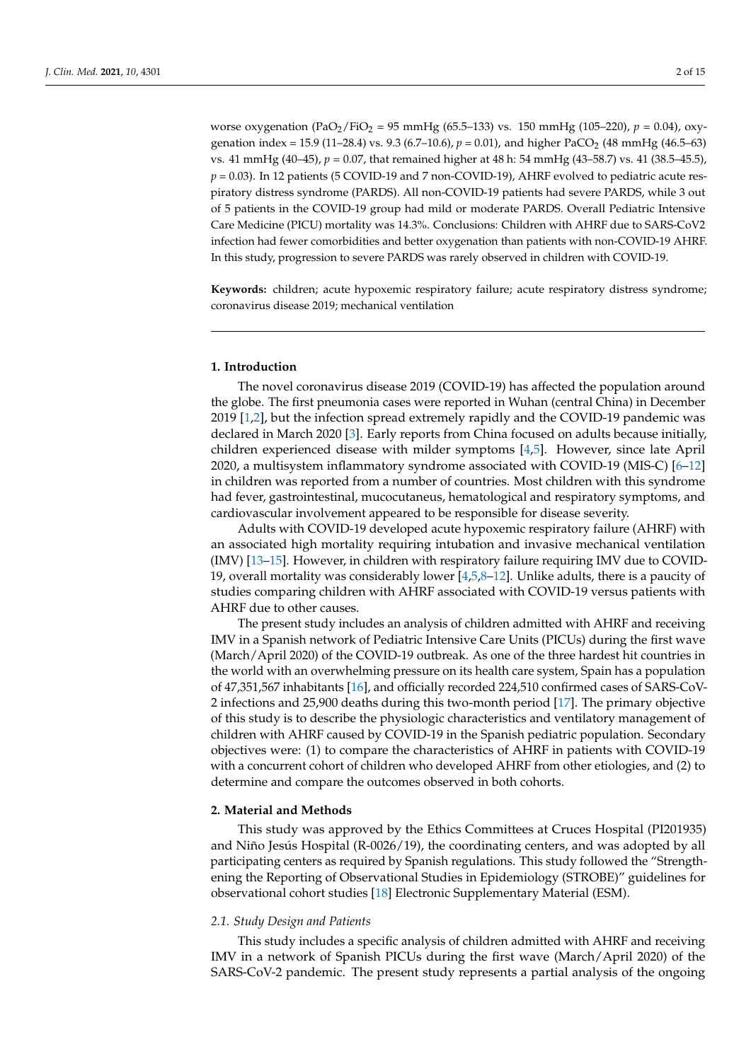worse oxygenation ($PaO_2/FiO_2$ = 95 mmHg (65.5–133) vs. 150 mmHg (105–220), $p = 0.04$), oxygenation index = 15.9 (11–28.4) vs. 9.3 (6.7–10.6), $p = 0.01$), and higher $PaCO_2$ (48 mmHg (46.5–63) vs. 41 mmHg (40–45), $p = 0.07$, that remained higher at 48 h: 54 mmHg (43–58.7) vs. 41 (38.5–45.5), $p = 0.03$). In 12 patients (5 COVID-19 and 7 non-COVID-19), AHRF evolved to pediatric acute respiratory distress syndrome (PARDS). All non-COVID-19 patients had severe PARDS, while 3 out of 5 patients in the COVID-19 group had mild or moderate PARDS. Overall Pediatric Intensive Care Medicine (PICU) mortality was 14.3%. Conclusions: Children with AHRF due to SARS-CoV2 infection had fewer comorbidities and better oxygenation than patients with non-COVID-19 AHRF. In this study, progression to severe PARDS was rarely observed in children with COVID-19.

**Keywords:** children; acute hypoxemic respiratory failure; acute respiratory distress syndrome; coronavirus disease 2019; mechanical ventilation

## 1. Introduction

The novel coronavirus disease 2019 (COVID-19) has affected the population around the globe. The first pneumonia cases were reported in Wuhan (central China) in December 2019 [1,2], but the infection spread extremely rapidly and the COVID-19 pandemic was declared in March 2020 [3]. Early reports from China focused on adults because initially, children experienced disease with milder symptoms [4,5]. However, since late April 2020, a multisystem inflammatory syndrome associated with COVID-19 (MIS-C) [6–12] in children was reported from a number of countries. Most children with this syndrome had fever, gastrointestinal, mucocutaneus, hematological and respiratory symptoms, and cardiovascular involvement appeared to be responsible for disease severity.

Adults with COVID-19 developed acute hypoxemic respiratory failure (AHRF) with an associated high mortality requiring intubation and invasive mechanical ventilation (IMV) [13–15]. However, in children with respiratory failure requiring IMV due to COVID-19, overall mortality was considerably lower [4,5,8–12]. Unlike adults, there is a paucity of studies comparing children with AHRF associated with COVID-19 versus patients with AHRF due to other causes.

The present study includes an analysis of children admitted with AHRF and receiving IMV in a Spanish network of Pediatric Intensive Care Units (PICUs) during the first wave (March/April 2020) of the COVID-19 outbreak. As one of the three hardest hit countries in the world with an overwhelming pressure on its health care system, Spain has a population of 47,351,567 inhabitants [16], and officially recorded 224,510 confirmed cases of SARS-CoV-2 infections and 25,900 deaths during this two-month period [17]. The primary objective of this study is to describe the physiologic characteristics and ventilatory management of children with AHRF caused by COVID-19 in the Spanish pediatric population. Secondary objectives were: (1) to compare the characteristics of AHRF in patients with COVID-19 with a concurrent cohort of children who developed AHRF from other etiologies, and (2) to determine and compare the outcomes observed in both cohorts.

## 2. Material and Methods

This study was approved by the Ethics Committees at Cruces Hospital (PI201935) and Niño Jesús Hospital (R-0026/19), the coordinating centers, and was adopted by all participating centers as required by Spanish regulations. This study followed the "Strengthening the Reporting of Observational Studies in Epidemiology (STROBE)" guidelines for observational cohort studies [18] Electronic Supplementary Material (ESM).

### *2.1. Study Design and Patients*

This study includes a specific analysis of children admitted with AHRF and receiving IMV in a network of Spanish PICUs during the first wave (March/April 2020) of the SARS-CoV-2 pandemic. The present study represents a partial analysis of the ongoing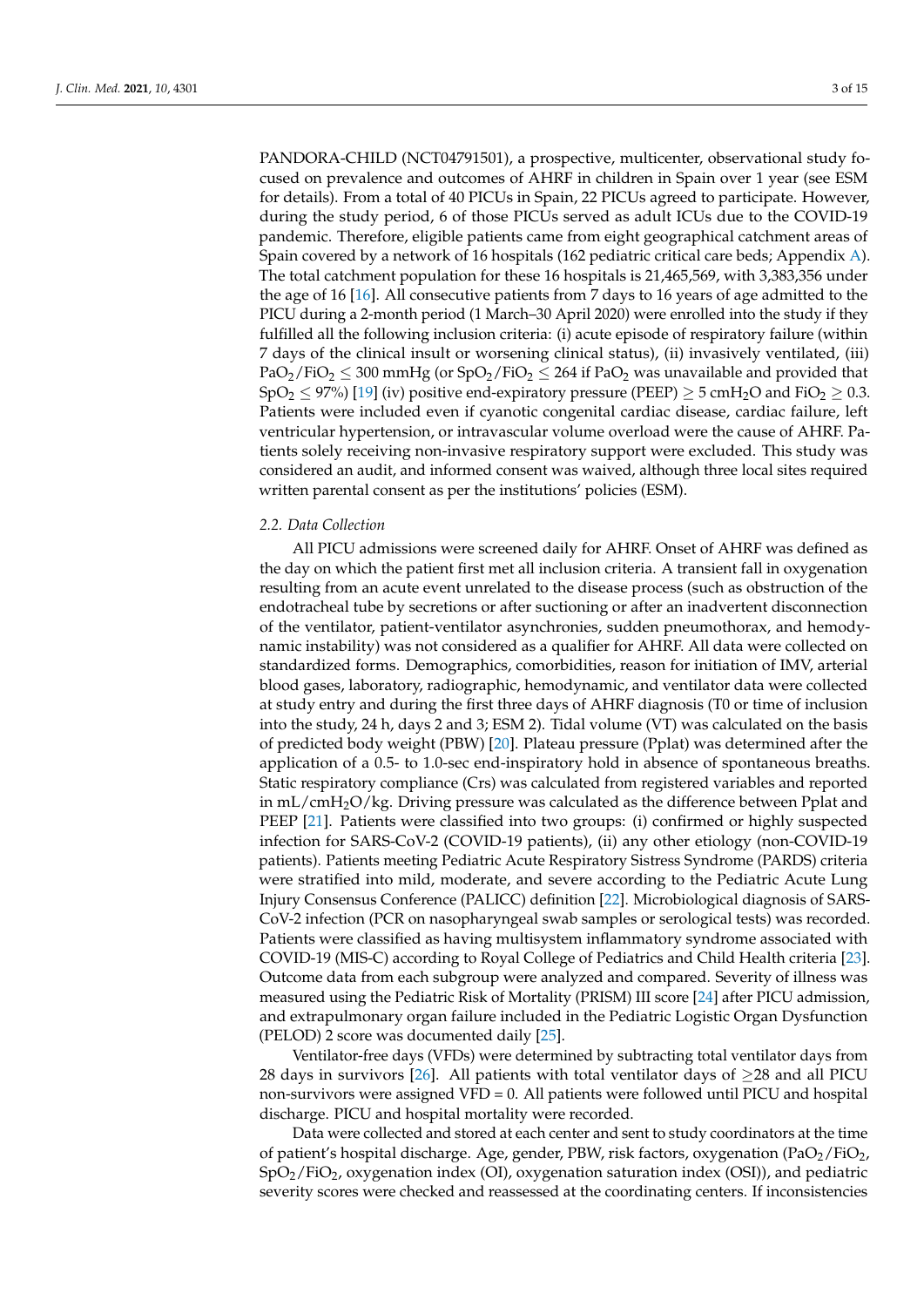PANDORA-CHILD (NCT04791501), a prospective, multicenter, observational study focused on prevalence and outcomes of AHRF in children in Spain over 1 year (see ESM for details). From a total of 40 PICUs in Spain, 22 PICUs agreed to participate. However, during the study period, 6 of those PICUs served as adult ICUs due to the COVID-19 pandemic. Therefore, eligible patients came from eight geographical catchment areas of Spain covered by a network of 16 hospitals (162 pediatric critical care beds; Appendix A). The total catchment population for these 16 hospitals is 21,465,569, with 3,383,356 under the age of 16 [16]. All consecutive patients from 7 days to 16 years of age admitted to the PICU during a 2-month period (1 March–30 April 2020) were enrolled into the study if they fulfilled all the following inclusion criteria: (i) acute episode of respiratory failure (within 7 days of the clinical insult or worsening clinical status), (ii) invasively ventilated, (iii) $PaO_2/FiO_2 \leq 300$ mmHg (or $SpO_2/FiO_2 \leq 264$ if $PaO_2$ was unavailable and provided that $SpO_2 \leq 97\%$) [19] (iv) positive end-expiratory pressure (PEEP) $\geq 5$ $cmH_2O$ and $FiO_2 \geq 0.3$. Patients were included even if cyanotic congenital cardiac disease, cardiac failure, left ventricular hypertension, or intravascular volume overload were the cause of AHRF. Patients solely receiving non-invasive respiratory support were excluded. This study was considered an audit, and informed consent was waived, although three local sites required written parental consent as per the institutions' policies (ESM).

### 2.2. Data Collection

All PICU admissions were screened daily for AHRF. Onset of AHRF was defined as the day on which the patient first met all inclusion criteria. A transient fall in oxygenation resulting from an acute event unrelated to the disease process (such as obstruction of the endotracheal tube by secretions or after suctioning or after an inadvertent disconnection of the ventilator, patient-ventilator asynchronies, sudden pneumothorax, and hemodynamic instability) was not considered as a qualifier for AHRF. All data were collected on standardized forms. Demographics, comorbidities, reason for initiation of IMV, arterial blood gases, laboratory, radiographic, hemodynamic, and ventilator data were collected at study entry and during the first three days of AHRF diagnosis (T0 or time of inclusion into the study, 24 h, days 2 and 3; ESM 2). Tidal volume (VT) was calculated on the basis of predicted body weight (PBW) [20]. Plateau pressure (Pplat) was determined after the application of a 0.5- to 1.0-sec end-inspiratory hold in absence of spontaneous breaths. Static respiratory compliance (Crs) was calculated from registered variables and reported in $mL/cmH_2O/kg$. Driving pressure was calculated as the difference between Pplat and PEEP [21]. Patients were classified into two groups: (i) confirmed or highly suspected infection for SARS-CoV-2 (COVID-19 patients), (ii) any other etiology (non-COVID-19 patients). Patients meeting Pediatric Acute Respiratory Sistress Syndrome (PARDS) criteria were stratified into mild, moderate, and severe according to the Pediatric Acute Lung Injury Consensus Conference (PALICC) definition [22]. Microbiological diagnosis of SARS-CoV-2 infection (PCR on nasopharyngeal swab samples or serological tests) was recorded. Patients were classified as having multisystem inflammatory syndrome associated with COVID-19 (MIS-C) according to Royal College of Pediatrics and Child Health criteria [23]. Outcome data from each subgroup were analyzed and compared. Severity of illness was measured using the Pediatric Risk of Mortality (PRISM) III score [24] after PICU admission, and extrapulmonary organ failure included in the Pediatric Logistic Organ Dysfunction (PELOD) 2 score was documented daily [25].

Ventilator-free days (VFDs) were determined by subtracting total ventilator days from 28 days in survivors [26]. All patients with total ventilator days of $\geq 28$ and all PICU non-survivors were assigned VFD = 0. All patients were followed until PICU and hospital discharge. PICU and hospital mortality were recorded.

Data were collected and stored at each center and sent to study coordinators at the time of patient's hospital discharge. Age, gender, PBW, risk factors, oxygenation ($PaO_2/FiO_2$, $SpO_2/FiO_2$, oxygenation index (OI), oxygenation saturation index (OSI)), and pediatric severity scores were checked and reassessed at the coordinating centers. If inconsistencies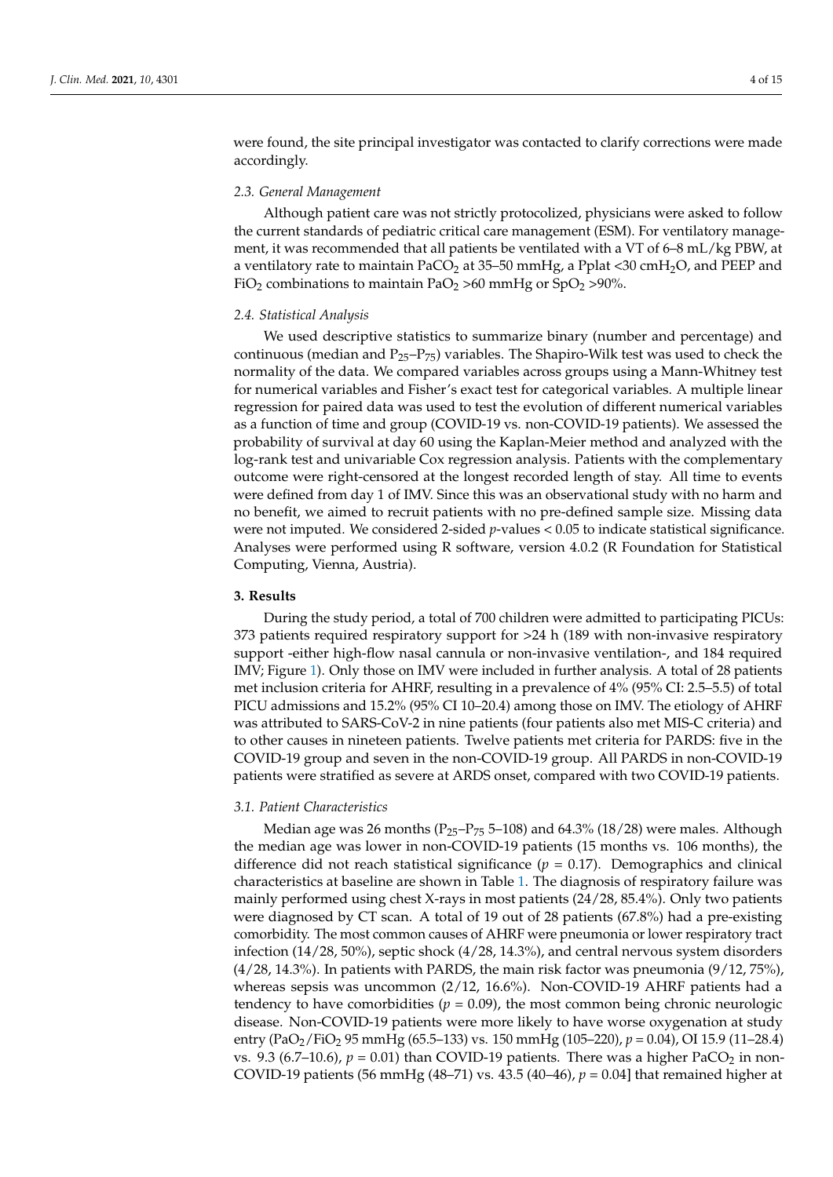were found, the site principal investigator was contacted to clarify corrections were made accordingly.

### 2.3. General Management

Although patient care was not strictly protocolized, physicians were asked to follow the current standards of pediatric critical care management (ESM). For ventilatory management, it was recommended that all patients be ventilated with a VT of 6–8 mL/kg PBW, at a ventilatory rate to maintain $PaCO_2$ at 35–50 mmHg, a Pplat <30 $cmH_2O$, and PEEP and $FiO_2$ combinations to maintain $PaO_2$ >60 mmHg or $SpO_2$ >90%.

### 2.4. Statistical Analysis

We used descriptive statistics to summarize binary (number and percentage) and continuous (median and $P_{25}$–$P_{75}$) variables. The Shapiro-Wilk test was used to check the normality of the data. We compared variables across groups using a Mann-Whitney test for numerical variables and Fisher's exact test for categorical variables. A multiple linear regression for paired data was used to test the evolution of different numerical variables as a function of time and group (COVID-19 vs. non-COVID-19 patients). We assessed the probability of survival at day 60 using the Kaplan-Meier method and analyzed with the log-rank test and univariable Cox regression analysis. Patients with the complementary outcome were right-censored at the longest recorded length of stay. All time to events were defined from day 1 of IMV. Since this was an observational study with no harm and no benefit, we aimed to recruit patients with no pre-defined sample size. Missing data were not imputed. We considered 2-sided *p*-values < 0.05 to indicate statistical significance. Analyses were performed using R software, version 4.0.2 (R Foundation for Statistical Computing, Vienna, Austria).

## 3. Results

During the study period, a total of 700 children were admitted to participating PICUs: 373 patients required respiratory support for >24 h (189 with non-invasive respiratory support -either high-flow nasal cannula or non-invasive ventilation-, and 184 required IMV; Figure 1). Only those on IMV were included in further analysis. A total of 28 patients met inclusion criteria for AHRF, resulting in a prevalence of 4% (95% CI: 2.5–5.5) of total PICU admissions and 15.2% (95% CI 10–20.4) among those on IMV. The etiology of AHRF was attributed to SARS-CoV-2 in nine patients (four patients also met MIS-C criteria) and to other causes in nineteen patients. Twelve patients met criteria for PARDS: five in the COVID-19 group and seven in the non-COVID-19 group. All PARDS in non-COVID-19 patients were stratified as severe at ARDS onset, compared with two COVID-19 patients.

### 3.1. Patient Characteristics

Median age was 26 months ($P_{25}$–$P_{75}$ 5–108) and 64.3% (18/28) were males. Although the median age was lower in non-COVID-19 patients (15 months vs. 106 months), the difference did not reach statistical significance ($p$ = 0.17). Demographics and clinical characteristics at baseline are shown in Table 1. The diagnosis of respiratory failure was mainly performed using chest X-rays in most patients (24/28, 85.4%). Only two patients were diagnosed by CT scan. A total of 19 out of 28 patients (67.8%) had a pre-existing comorbidity. The most common causes of AHRF were pneumonia or lower respiratory tract infection (14/28, 50%), septic shock (4/28, 14.3%), and central nervous system disorders (4/28, 14.3%). In patients with PARDS, the main risk factor was pneumonia (9/12, 75%), whereas sepsis was uncommon (2/12, 16.6%). Non-COVID-19 AHRF patients had a tendency to have comorbidities ($p$ = 0.09), the most common being chronic neurologic disease. Non-COVID-19 patients were more likely to have worse oxygenation at study entry ($PaO_2/FiO_2$ 95 mmHg (65.5–133) vs. 150 mmHg (105–220), $p$ = 0.04), OI 15.9 (11–28.4) vs. 9.3 (6.7–10.6), $p$ = 0.01) than COVID-19 patients. There was a higher $PaCO_2$ in non-COVID-19 patients (56 mmHg (48–71) vs. 43.5 (40–46), $p$ = 0.04] that remained higher at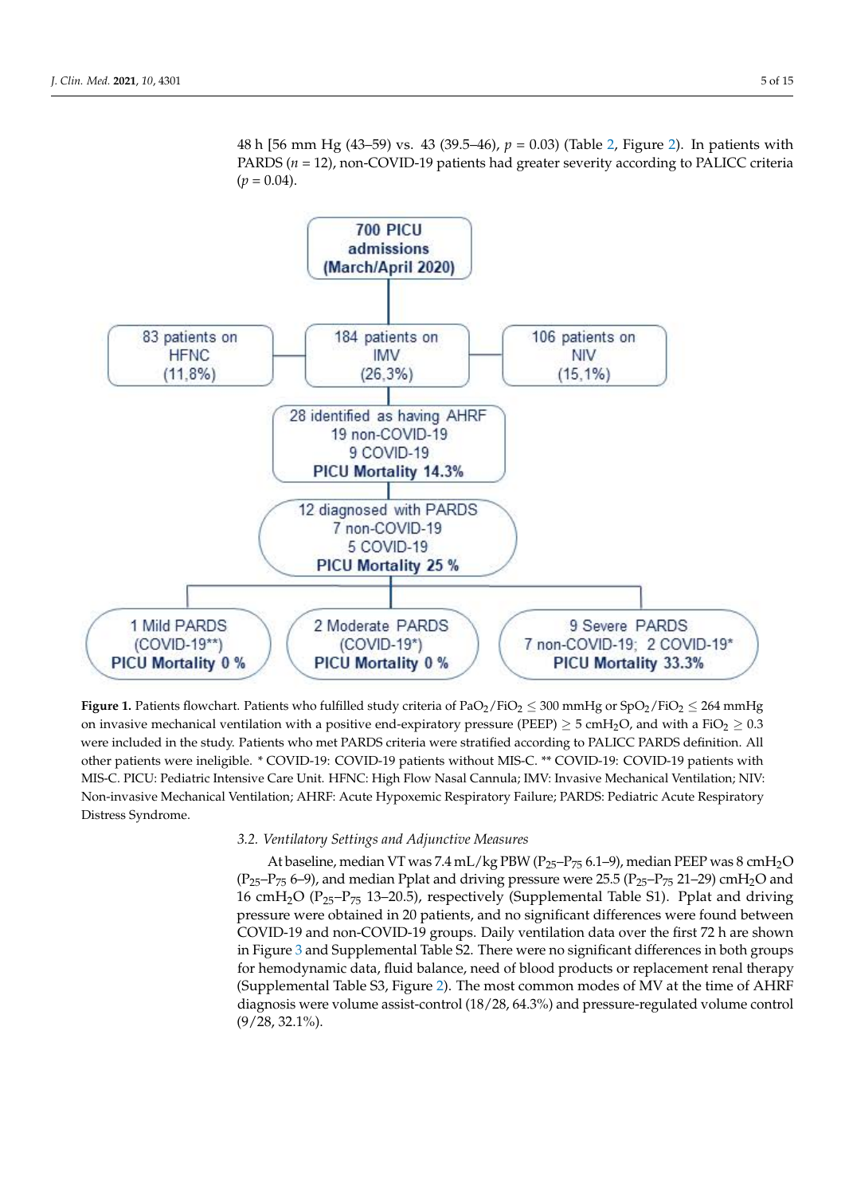48 h [56 mm Hg (43–59) vs. 43 (39.5–46), $p = 0.03$) (Table 2, Figure 2). In patients with PARDS ($n = 12$), non-COVID-19 patients had greater severity according to PALICC criteria ($p = 0.04$).

**Figure 1.** Patients flowchart. Patients who fulfilled study criteria of $PaO_2/FiO_2 \leq 300$ mmHg or $SpO_2/FiO_2 \leq 264$ mmHg on invasive mechanical ventilation with a positive end-expiratory pressure (PEEP) $\geq 5$ $cmH_2O$, and with a $FiO_2 \geq 0.3$ were included in the study. Patients who met PARDS criteria were stratified according to PALICC PARDS definition. All other patients were ineligible. * COVID-19: COVID-19 patients without MIS-C. ** COVID-19: COVID-19 patients with MIS-C. PICU: Pediatric Intensive Care Unit. HFNC: High Flow Nasal Cannula; IMV: Invasive Mechanical Ventilation; NIV: Non-invasive Mechanical Ventilation; AHRF: Acute Hypoxemic Respiratory Failure; PARDS: Pediatric Acute Respiratory Distress Syndrome.

### 3.2. Ventilatory Settings and Adjunctive Measures

At baseline, median VT was 7.4 mL/kg PBW ($P_{25}$–$P_{75}$ 6.1–9), median PEEP was 8 $cmH_2O$ ($P_{25}$–$P_{75}$ 6–9), and median Pplat and driving pressure were 25.5 ($P_{25}$–$P_{75}$ 21–29) $cmH_2O$ and 16 $cmH_2O$ ($P_{25}$–$P_{75}$ 13–20.5), respectively (Supplemental Table S1). Pplat and driving pressure were obtained in 20 patients, and no significant differences were found between COVID-19 and non-COVID-19 groups. Daily ventilation data over the first 72 h are shown in Figure 3 and Supplemental Table S2. There were no significant differences in both groups for hemodynamic data, fluid balance, need of blood products or replacement renal therapy (Supplemental Table S3, Figure 2). The most common modes of MV at the time of AHRF diagnosis were volume assist-control (18/28, 64.3%) and pressure-regulated volume control (9/28, 32.1%).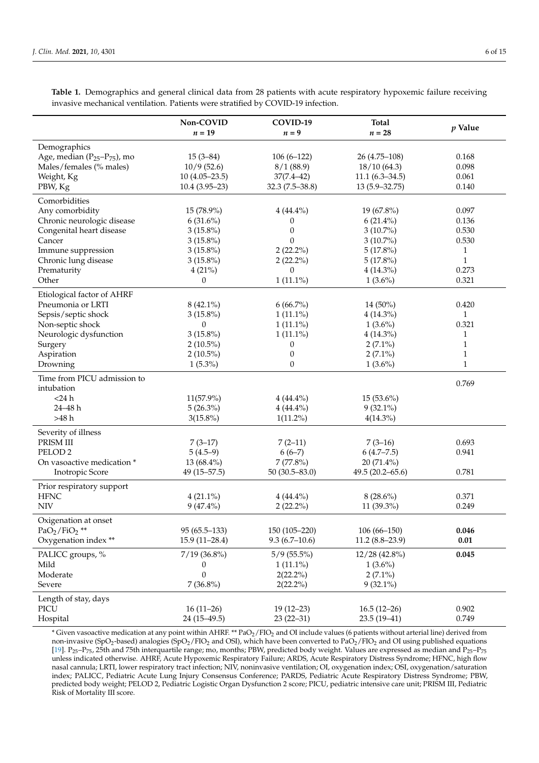**Table 1.** Demographics and general clinical data from 28 patients with acute respiratory hypoxemic failure receiving invasive mechanical ventilation. Patients were stratified by COVID-19 infection.

| | Non-COVID $n = 19$ | COVID-19 $n = 9$ | Total $n = 28$ | $p$ Value |
|---|---|---|---|---|
| Demographics | | | | |
| Age, median ($P_{25}$–$P_{75}$), mo | 15 (3–84) | 106 (6–122) | 26 (4.75–108) | 0.168 |
| Males/females (% males) | 10/9 (52.6) | 8/1 (88.9) | 18/10 (64.3) | 0.098 |
| Weight, Kg | 10 (4.05–23.5) | 37(7.4–42) | 11.1 (6.3–34.5) | 0.061 |
| PBW, Kg | 10.4 (3.95–23) | 32.3 (7.5–38.8) | 13 (5.9–32.75) | 0.140 |
| Comorbidities | | | | |
| Any comorbidity | 15 (78.9%) | 4 (44.4%) | 19 (67.8%) | 0.097 |
| Chronic neurologic disease | 6 (31.6%) | 0 | 6 (21.4%) | 0.136 |
| Congenital heart disease | 3 (15.8%) | 0 | 3 (10.7%) | 0.530 |
| Cancer | 3 (15.8%) | 0 | 3 (10.7%) | 0.530 |
| Immune suppression | 3 (15.8%) | 2 (22.2%) | 5 (17.8%) | 1 |
| Chronic lung disease | 3 (15.8%) | 2 (22.2%) | 5 (17.8%) | 1 |
| Prematurity | 4 (21%) | 0 | 4 (14.3%) | 0.273 |
| Other | 0 | 1 (11.1%) | 1 (3.6%) | 0.321 |
| Etiological factor of AHRF | | | | |
| Pneumonia or LRTI | 8 (42.1%) | 6 (66.7%) | 14 (50%) | 0.420 |
| Sepsis/septic shock | 3 (15.8%) | 1 (11.1%) | 4 (14.3%) | 1 |
| Non-septic shock | 0 | 1 (11.1%) | 1 (3.6%) | 0.321 |
| Neurologic dysfunction | 3 (15.8%) | 1 (11.1%) | 4 (14.3%) | 1 |
| Surgery | 2 (10.5%) | 0 | 2 (7.1%) | 1 |
| Aspiration | 2 (10.5%) | 0 | 2 (7.1%) | 1 |
| Drowning | 1 (5.3%) | 0 | 1 (3.6%) | 1 |
| Time from PICU admission to intubation | | | | 0.769 |
| <24 h | 11(57.9%) | 4 (44.4%) | 15 (53.6%) | |
| 24–48 h | 5 (26.3%) | 4 (44.4%) | 9 (32.1%) | |
| >48 h | 3(15.8%) | 1(11.2%) | 4(14.3%) | |
| Severity of illness | | | | |
| PRISM III | 7 (3–17) | 7 (2–11) | 7 (3–16) | 0.693 |
| PELOD 2 | 5 (4.5–9) | 6 (6–7) | 6 (4.7–7.5) | 0.941 |
| On vasoactive medication * | 13 (68.4%) | 7 (77.8%) | 20 (71.4%) | |
| Inotropic Score | 49 (15–57.5) | 50 (30.5–83.0) | 49.5 (20.2–65.6) | 0.781 |
| Prior respiratory support | | | | |
| HFNC | 4 (21.1%) | 4 (44.4%) | 8 (28.6%) | 0.371 |
| NIV | 9 (47.4%) | 2 (22.2%) | 11 (39.3%) | 0.249 |
| Oxigenation at onset | | | | |
| $PaO_2/FiO_2$ ** | 95 (65.5–133) | 150 (105–220) | 106 (66–150) | **0.046** |
| Oxygenation index ** | 15.9 (11–28.4) | 9.3 (6.7–10.6) | 11.2 (8.8–23.9) | **0.01** |
| PALICC groups, % | 7/19 (36.8%) | 5/9 (55.5%) | 12/28 (42.8%) | **0.045** |
| Mild | 0 | 1 (11.1%) | 1 (3.6%) | |
| Moderate | 0 | 2(22.2%) | 2 (7.1%) | |
| Severe | 7 (36.8%) | 2(22.2%) | 9 (32.1%) | |
| Length of stay, days | | | | |
| PICU | 16 (11–26) | 19 (12–23) | 16.5 (12–26) | 0.902 |
| Hospital | 24 (15–49.5) | 23 (22–31) | 23.5 (19–41) | 0.749 |

* Given vasoactive medication at any point within AHRF. ** $PaO_2/FIO_2$ and OI include values (6 patients without arterial line) derived from non-invasive ($SpO_2$-based) analogies ($SpO_2/FIO_2$ and OSI), which have been converted to $PaO_2/FIO_2$ and OI using published equations [19]. $P_{25}$–$P_{75}$, 25th and 75th interquartile range; mo, months; PBW, predicted body weight. Values are expressed as median and $P_{25}$–$P_{75}$ unless indicated otherwise. AHRF, Acute Hypoxemic Respiratory Failure; ARDS, Acute Respiratory Distress Syndrome; HFNC, high flow nasal cannula; LRTI, lower respiratory tract infection; NIV, noninvasive ventilation; OI, oxygenation index; OSI, oxygenation/saturation index; PALICC, Pediatric Acute Lung Injury Consensus Conference; PARDS, Pediatric Acute Respiratory Distress Syndrome; PBW, predicted body weight; PELOD 2, Pediatric Logistic Organ Dysfunction 2 score; PICU, pediatric intensive care unit; PRISM III, Pediatric Risk of Mortality III score.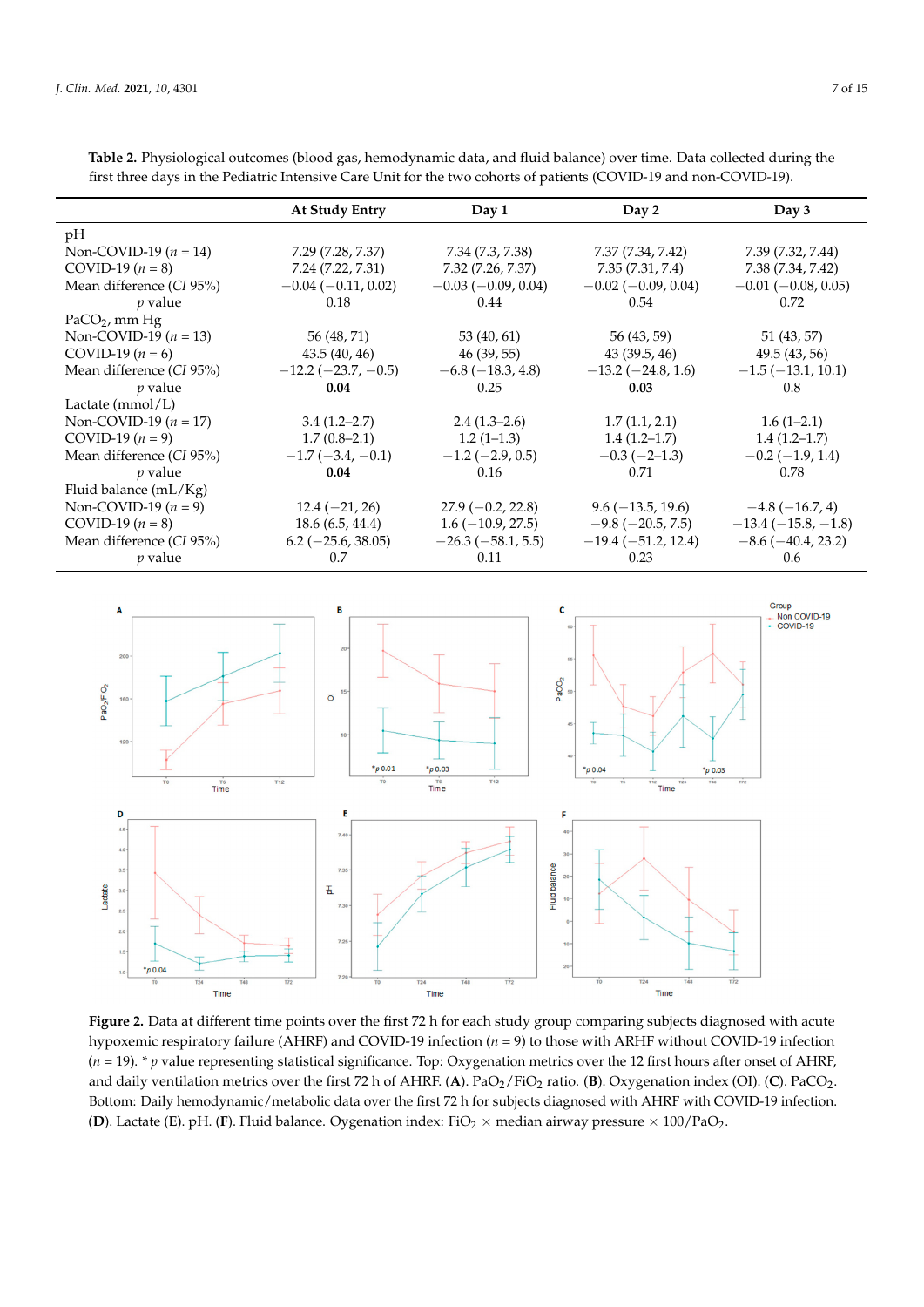**Table 2.** Physiological outcomes (blood gas, hemodynamic data, and fluid balance) over time. Data collected during the first three days in the Pediatric Intensive Care Unit for the two cohorts of patients (COVID-19 and non-COVID-19).

| | At Study Entry | Day 1 | Day 2 | Day 3 |
|---|---|---|---|---|
| pH | | | | |
| Non-COVID-19 ($n$ = 14) | 7.29 (7.28, 7.37) | 7.34 (7.3, 7.38) | 7.37 (7.34, 7.42) | 7.39 (7.32, 7.44) |
| COVID-19 ($n$ = 8) | 7.24 (7.22, 7.31) | 7.32 (7.26, 7.37) | 7.35 (7.31, 7.4) | 7.38 (7.34, 7.42) |
| Mean difference (*CI* 95%) | −0.04 (−0.11, 0.02) | −0.03 (−0.09, 0.04) | −0.02 (−0.09, 0.04) | −0.01 (−0.08, 0.05) |
| *p* value | 0.18 | 0.44 | 0.54 | 0.72 |
| $PaCO_2$, mm Hg | | | | |
| Non-COVID-19 ($n$ = 13) | 56 (48, 71) | 53 (40, 61) | 56 (43, 59) | 51 (43, 57) |
| COVID-19 ($n$ = 6) | 43.5 (40, 46) | 46 (39, 55) | 43 (39.5, 46) | 49.5 (43, 56) |
| Mean difference (*CI* 95%) | −12.2 (−23.7, −0.5) | −6.8 (−18.3, 4.8) | −13.2 (−24.8, 1.6) | −1.5 (−13.1, 10.1) |
| *p* value | **0.04** | 0.25 | **0.03** | 0.8 |
| Lactate (mmol/L) | | | | |
| Non-COVID-19 ($n$ = 17) | 3.4 (1.2–2.7) | 2.4 (1.3–2.6) | 1.7 (1.1, 2.1) | 1.6 (1–2.1) |
| COVID-19 ($n$ = 9) | 1.7 (0.8–2.1) | 1.2 (1–1.3) | 1.4 (1.2–1.7) | 1.4 (1.2–1.7) |
| Mean difference (*CI* 95%) | −1.7 (−3.4, −0.1) | −1.2 (−2.9, 0.5) | −0.3 (−2–1.3) | −0.2 (−1.9, 1.4) |
| *p* value | **0.04** | 0.16 | 0.71 | 0.78 |
| Fluid balance (mL/Kg) | | | | |
| Non-COVID-19 ($n$ = 9) | 12.4 (−21, 26) | 27.9 (−0.2, 22.8) | 9.6 (−13.5, 19.6) | −4.8 (−16.7, 4) |
| COVID-19 ($n$ = 8) | 18.6 (6.5, 44.4) | 1.6 (−10.9, 27.5) | −9.8 (−20.5, 7.5) | −13.4 (−15.8, −1.8) |
| Mean difference (*CI* 95%) | 6.2 (−25.6, 38.05) | −26.3 (−58.1, 5.5) | −19.4 (−51.2, 12.4) | −8.6 (−40.4, 23.2) |
| *p* value | 0.7 | 0.11 | 0.23 | 0.6 |

**Figure 2.** Data at different time points over the first 72 h for each study group comparing subjects diagnosed with acute hypoxemic respiratory failure (AHRF) and COVID-19 infection ($n$ = 9) to those with ARHF without COVID-19 infection ($n$ = 19). * $p$ value representing statistical significance. Top: Oxygenation metrics over the 12 first hours after onset of AHRF, and daily ventilation metrics over the first 72 h of AHRF. (**A**). $PaO_2/FiO_2$ ratio. (**B**). Oxygenation index (OI). (**C**). $PaCO_2$. Bottom: Daily hemodynamic/metabolic data over the first 72 h for subjects diagnosed with AHRF with COVID-19 infection. (**D**). Lactate (**E**). pH. (**F**). Fluid balance. Oygenation index: $FiO_2$ × median airway pressure × $100/PaO_2$.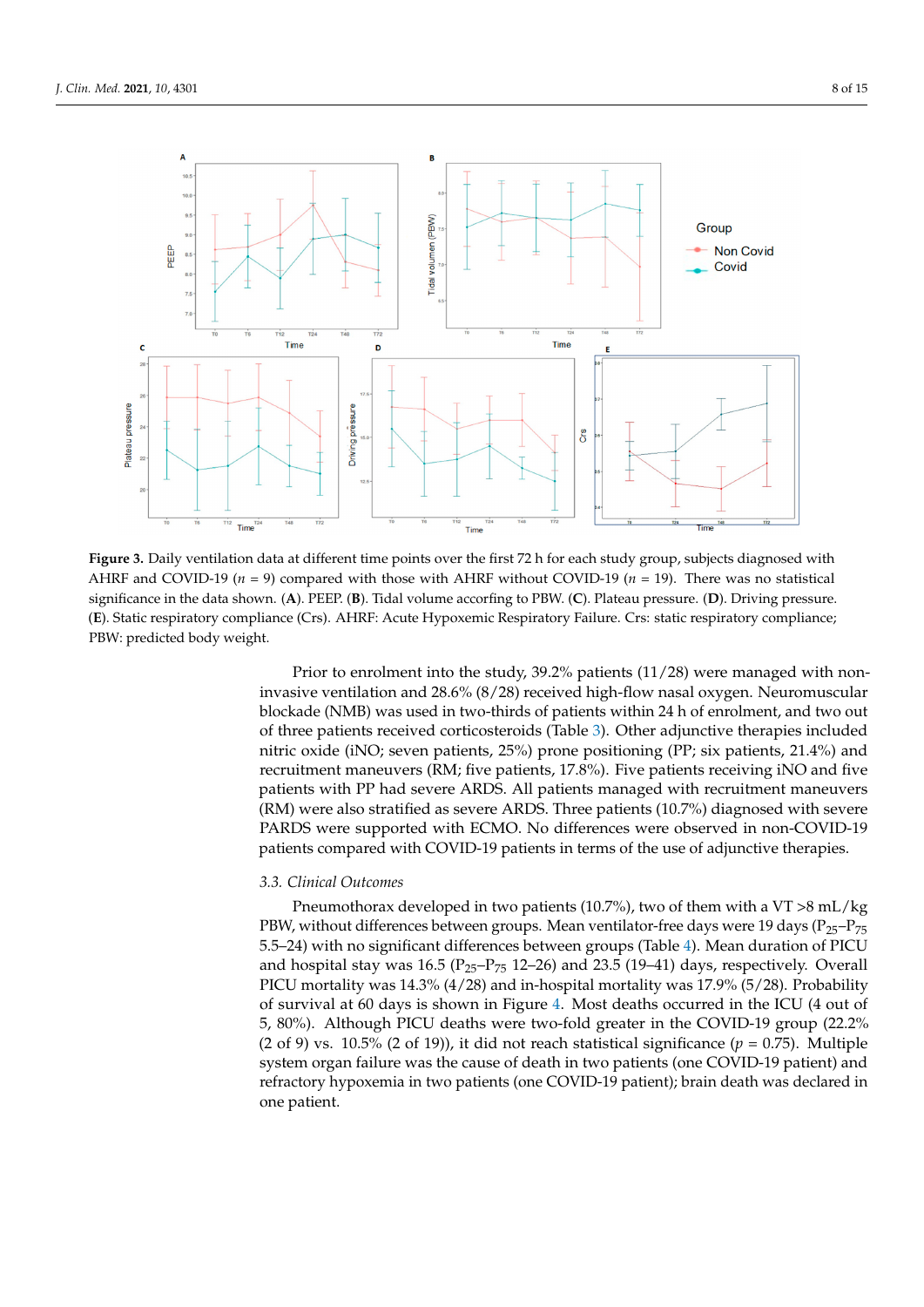**Figure 3.** Daily ventilation data at different time points over the first 72 h for each study group, subjects diagnosed with AHRF and COVID-19 ($n$ = 9) compared with those with AHRF without COVID-19 ($n$ = 19). There was no statistical significance in the data shown. (**A**). PEEP. (**B**). Tidal volume accofring to PBW. (**C**). Plateau pressure. (**D**). Driving pressure. (**E**). Static respiratory compliance (Crs). AHRF: Acute Hypoxemic Respiratory Failure. Crs: static respiratory compliance; PBW: predicted body weight.

Prior to enrolment into the study, 39.2% patients (11/28) were managed with non-invasive ventilation and 28.6% (8/28) received high-flow nasal oxygen. Neuromuscular blockade (NMB) was used in two-thirds of patients within 24 h of enrolment, and two out of three patients received corticosteroids (Table 3). Other adjunctive therapies included nitric oxide (iNO; seven patients, 25%) prone positioning (PP; six patients, 21.4%) and recruitment maneuvers (RM; five patients, 17.8%). Five patients receiving iNO and five patients with PP had severe ARDS. All patients managed with recruitment maneuvers (RM) were also stratified as severe ARDS. Three patients (10.7%) diagnosed with severe PARDS were supported with ECMO. No differences were observed in non-COVID-19 patients compared with COVID-19 patients in terms of the use of adjunctive therapies.

### 3.3. Clinical Outcomes

Pneumothorax developed in two patients (10.7%), two of them with a VT >8 mL/kg PBW, without differences between groups. Mean ventilator-free days were 19 days ($P_{25}$–$P_{75}$ 5.5–24) with no significant differences between groups (Table 4). Mean duration of PICU and hospital stay was 16.5 ($P_{25}$–$P_{75}$ 12–26) and 23.5 (19–41) days, respectively. Overall PICU mortality was 14.3% (4/28) and in-hospital mortality was 17.9% (5/28). Probability of survival at 60 days is shown in Figure 4. Most deaths occurred in the ICU (4 out of 5, 80%). Although PICU deaths were two-fold greater in the COVID-19 group (22.2% (2 of 9) vs. 10.5% (2 of 19)), it did not reach statistical significance ($p$ = 0.75). Multiple system organ failure was the cause of death in two patients (one COVID-19 patient) and refractory hypoxemia in two patients (one COVID-19 patient); brain death was declared in one patient.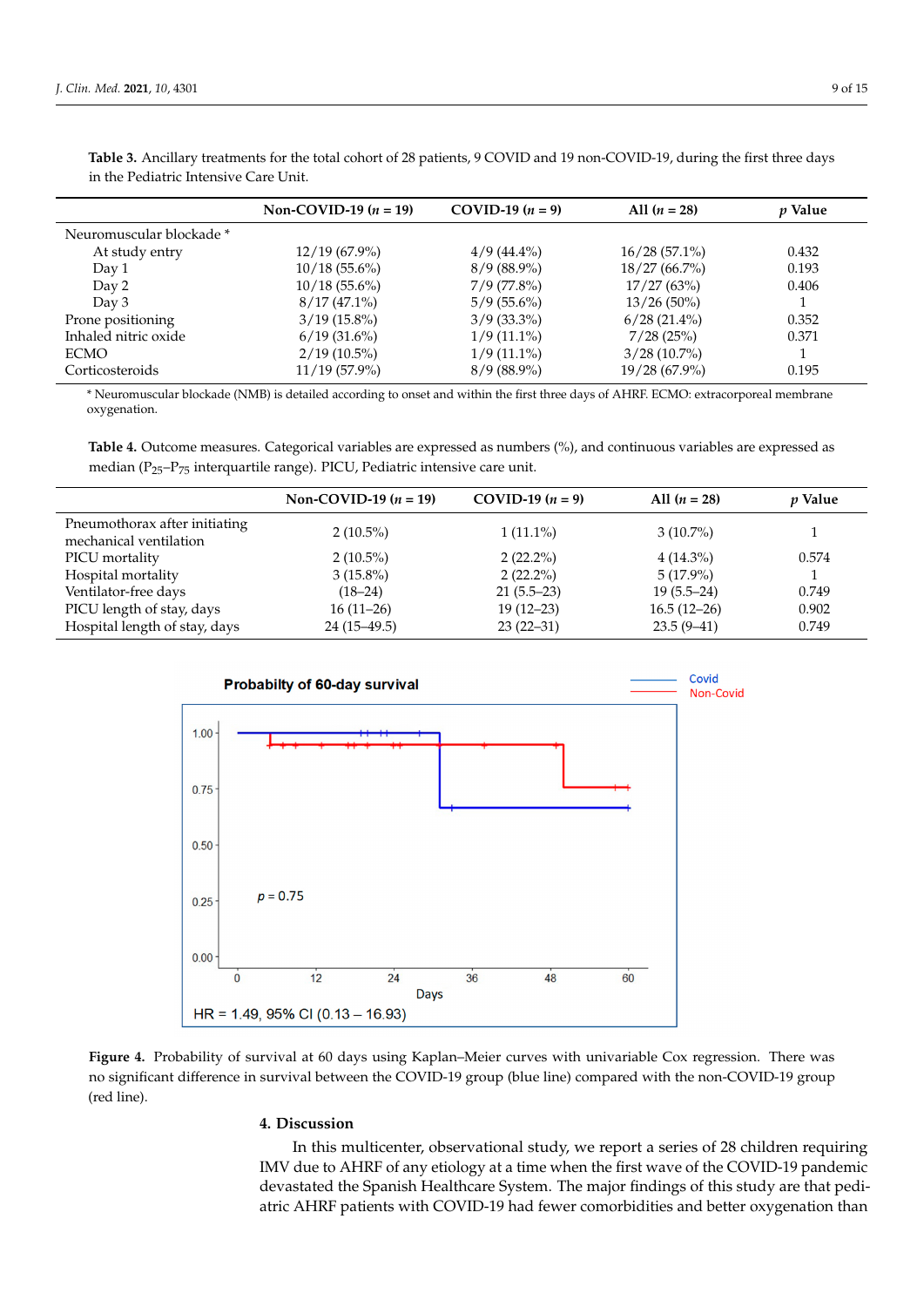**Table 3.** Ancillary treatments for the total cohort of 28 patients, 9 COVID and 19 non-COVID-19, during the first three days in the Pediatric Intensive Care Unit.

| | Non-COVID-19 ($n$ = 19) | COVID-19 ($n$ = 9) | All ($n$ = 28) | $p$ Value |
|---|---|---|---|---|
| Neuromuscular blockade * | | | | |
| At study entry | 12/19 (67.9%) | 4/9 (44.4%) | 16/28 (57.1%) | 0.432 |
| Day 1 | 10/18 (55.6%) | 8/9 (88.9%) | 18/27 (66.7%) | 0.193 |
| Day 2 | 10/18 (55.6%) | 7/9 (77.8%) | 17/27 (63%) | 0.406 |
| Day 3 | 8/17 (47.1%) | 5/9 (55.6%) | 13/26 (50%) | 1 |
| Prone positioning | 3/19 (15.8%) | 3/9 (33.3%) | 6/28 (21.4%) | 0.352 |
| Inhaled nitric oxide | 6/19 (31.6%) | 1/9 (11.1%) | 7/28 (25%) | 0.371 |
| ECMO | 2/19 (10.5%) | 1/9 (11.1%) | 3/28 (10.7%) | 1 |
| Corticosteroids | 11/19 (57.9%) | 8/9 (88.9%) | 19/28 (67.9%) | 0.195 |

* Neuromuscular blockade (NMB) is detailed according to onset and within the first three days of AHRF. ECMO: extracorporeal membrane oxygenation.

**Table 4.** Outcome measures. Categorical variables are expressed as numbers (%), and continuous variables are expressed as median ($P_{25}$–$P_{75}$ interquartile range). PICU, Pediatric intensive care unit.

| | Non-COVID-19 ($n$ = 19) | COVID-19 ($n$ = 9) | All ($n$ = 28) | $p$ Value |
|---|---|---|---|---|
| Pneumothorax after initiating mechanical ventilation | 2 (10.5%) | 1 (11.1%) | 3 (10.7%) | 1 |
| PICU mortality | 2 (10.5%) | 2 (22.2%) | 4 (14.3%) | 0.574 |
| Hospital mortality | 3 (15.8%) | 2 (22.2%) | 5 (17.9%) | 1 |
| Ventilator-free days | (18–24) | 21 (5.5–23) | 19 (5.5–24) | 0.749 |
| PICU length of stay, days | 16 (11–26) | 19 (12–23) | 16.5 (12–26) | 0.902 |
| Hospital length of stay, days | 24 (15–49.5) | 23 (22–31) | 23.5 (9–41) | 0.749 |

**Figure 4.** Probability of survival at 60 days using Kaplan–Meier curves with univariable Cox regression. There was no significant difference in survival between the COVID-19 group (blue line) compared with the non-COVID-19 group (red line).

## 4. Discussion

In this multicenter, observational study, we report a series of 28 children requiring IMV due to AHRF of any etiology at a time when the first wave of the COVID-19 pandemic devastated the Spanish Healthcare System. The major findings of this study are that pediatric AHRF patients with COVID-19 had fewer comorbidities and better oxygenation than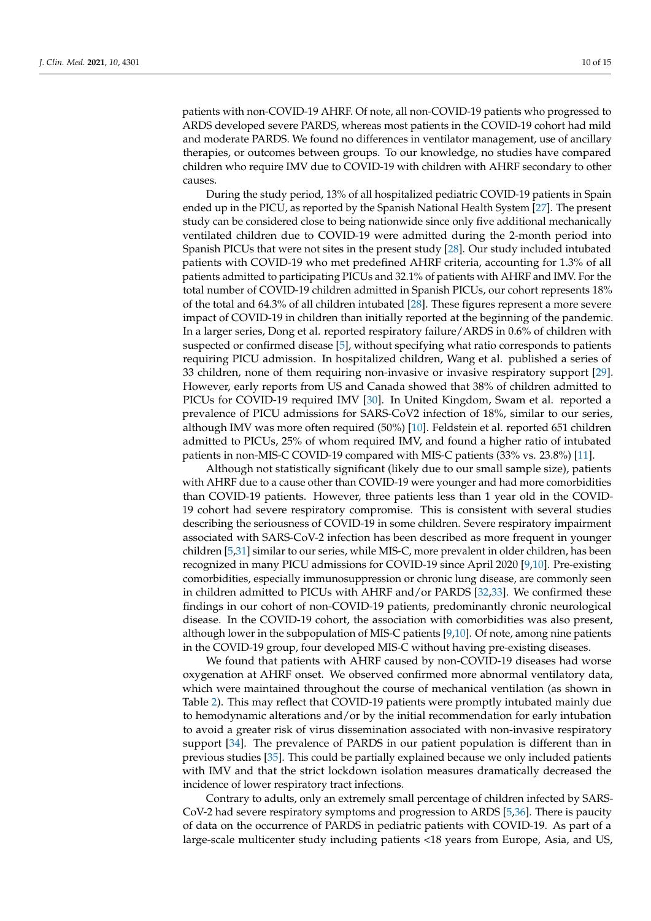patients with non-COVID-19 AHRF. Of note, all non-COVID-19 patients who progressed to ARDS developed severe PARDS, whereas most patients in the COVID-19 cohort had mild and moderate PARDS. We found no differences in ventilator management, use of ancillary therapies, or outcomes between groups. To our knowledge, no studies have compared children who require IMV due to COVID-19 with children with AHRF secondary to other causes.

During the study period, 13% of all hospitalized pediatric COVID-19 patients in Spain ended up in the PICU, as reported by the Spanish National Health System [27]. The present study can be considered close to being nationwide since only five additional mechanically ventilated children due to COVID-19 were admitted during the 2-month period into Spanish PICUs that were not sites in the present study [28]. Our study included intubated patients with COVID-19 who met predefined AHRF criteria, accounting for 1.3% of all patients admitted to participating PICUs and 32.1% of patients with AHRF and IMV. For the total number of COVID-19 children admitted in Spanish PICUs, our cohort represents 18% of the total and 64.3% of all children intubated [28]. These figures represent a more severe impact of COVID-19 in children than initially reported at the beginning of the pandemic. In a larger series, Dong et al. reported respiratory failure/ARDS in 0.6% of children with suspected or confirmed disease [5], without specifying what ratio corresponds to patients requiring PICU admission. In hospitalized children, Wang et al. published a series of 33 children, none of them requiring non-invasive or invasive respiratory support [29]. However, early reports from US and Canada showed that 38% of children admitted to PICUs for COVID-19 required IMV [30]. In United Kingdom, Swam et al. reported a prevalence of PICU admissions for SARS-CoV2 infection of 18%, similar to our series, although IMV was more often required (50%) [10]. Feldstein et al. reported 651 children admitted to PICUs, 25% of whom required IMV, and found a higher ratio of intubated patients in non-MIS-C COVID-19 compared with MIS-C patients (33% vs. 23.8%) [11].

Although not statistically significant (likely due to our small sample size), patients with AHRF due to a cause other than COVID-19 were younger and had more comorbidities than COVID-19 patients. However, three patients less than 1 year old in the COVID-19 cohort had severe respiratory compromise. This is consistent with several studies describing the seriousness of COVID-19 in some children. Severe respiratory impairment associated with SARS-CoV-2 infection has been described as more frequent in younger children [5,31] similar to our series, while MIS-C, more prevalent in older children, has been recognized in many PICU admissions for COVID-19 since April 2020 [9,10]. Pre-existing comorbidities, especially immunosuppression or chronic lung disease, are commonly seen in children admitted to PICUs with AHRF and/or PARDS [32,33]. We confirmed these findings in our cohort of non-COVID-19 patients, predominantly chronic neurological disease. In the COVID-19 cohort, the association with comorbidities was also present, although lower in the subpopulation of MIS-C patients [9,10]. Of note, among nine patients in the COVID-19 group, four developed MIS-C without having pre-existing diseases.

We found that patients with AHRF caused by non-COVID-19 diseases had worse oxygenation at AHRF onset. We observed confirmed more abnormal ventilatory data, which were maintained throughout the course of mechanical ventilation (as shown in Table 2). This may reflect that COVID-19 patients were promptly intubated mainly due to hemodynamic alterations and/or by the initial recommendation for early intubation to avoid a greater risk of virus dissemination associated with non-invasive respiratory support [34]. The prevalence of PARDS in our patient population is different than in previous studies [35]. This could be partially explained because we only included patients with IMV and that the strict lockdown isolation measures dramatically decreased the incidence of lower respiratory tract infections.

Contrary to adults, only an extremely small percentage of children infected by SARS-CoV-2 had severe respiratory symptoms and progression to ARDS [5,36]. There is paucity of data on the occurrence of PARDS in pediatric patients with COVID-19. As part of a large-scale multicenter study including patients <18 years from Europe, Asia, and US,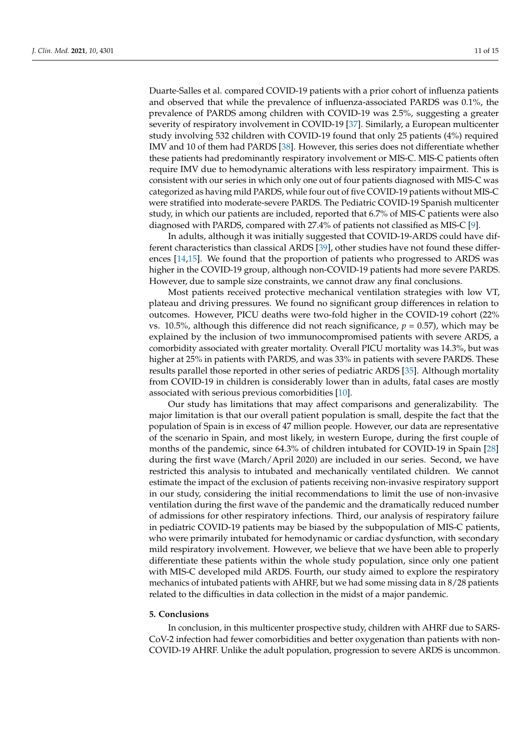Duarte-Salles et al. compared COVID-19 patients with a prior cohort of influenza patients and observed that while the prevalence of influenza-associated PARDS was 0.1%, the prevalence of PARDS among children with COVID-19 was 2.5%, suggesting a greater severity of respiratory involvement in COVID-19 [37]. Similarly, a European multicenter study involving 532 children with COVID-19 found that only 25 patients (4%) required IMV and 10 of them had PARDS [38]. However, this series does not differentiate whether these patients had predominantly respiratory involvement or MIS-C. MIS-C patients often require IMV due to hemodynamic alterations with less respiratory impairment. This is consistent with our series in which only one out of four patients diagnosed with MIS-C was categorized as having mild PARDS, while four out of five COVID-19 patients without MIS-C were stratified into moderate-severe PARDS. The Pediatric COVID-19 Spanish multicenter study, in which our patients are included, reported that 6.7% of MIS-C patients were also diagnosed with PARDS, compared with 27.4% of patients not classified as MIS-C [9].

In adults, although it was initially suggested that COVID-19-ARDS could have different characteristics than classical ARDS [39], other studies have not found these differences [14,15]. We found that the proportion of patients who progressed to ARDS was higher in the COVID-19 group, although non-COVID-19 patients had more severe PARDS. However, due to sample size constraints, we cannot draw any final conclusions.

Most patients received protective mechanical ventilation strategies with low VT, plateau and driving pressures. We found no significant group differences in relation to outcomes. However, PICU deaths were two-fold higher in the COVID-19 cohort (22% vs. 10.5%, although this difference did not reach significance, $p = 0.57$), which may be explained by the inclusion of two immunocompromised patients with severe ARDS, a comorbidity associated with greater mortality. Overall PICU mortality was 14.3%, but was higher at 25% in patients with PARDS, and was 33% in patients with severe PARDS. These results parallel those reported in other series of pediatric ARDS [35]. Although mortality from COVID-19 in children is considerably lower than in adults, fatal cases are mostly associated with serious previous comorbidities [10].

Our study has limitations that may affect comparisons and generalizability. The major limitation is that our overall patient population is small, despite the fact that the population of Spain is in excess of 47 million people. However, our data are representative of the scenario in Spain, and most likely, in western Europe, during the first couple of months of the pandemic, since 64.3% of children intubated for COVID-19 in Spain [28] during the first wave (March/April 2020) are included in our series. Second, we have restricted this analysis to intubated and mechanically ventilated children. We cannot estimate the impact of the exclusion of patients receiving non-invasive respiratory support in our study, considering the initial recommendations to limit the use of non-invasive ventilation during the first wave of the pandemic and the dramatically reduced number of admissions for other respiratory infections. Third, our analysis of respiratory failure in pediatric COVID-19 patients may be biased by the subpopulation of MIS-C patients, who were primarily intubated for hemodynamic or cardiac dysfunction, with secondary mild respiratory involvement. However, we believe that we have been able to properly differentiate these patients within the whole study population, since only one patient with MIS-C developed mild ARDS. Fourth, our study aimed to explore the respiratory mechanics of intubated patients with AHRF, but we had some missing data in 8/28 patients related to the difficulties in data collection in the midst of a major pandemic.

## 5. Conclusions

In conclusion, in this multicenter prospective study, children with AHRF due to SARS-CoV-2 infection had fewer comorbidities and better oxygenation than patients with non-COVID-19 AHRF. Unlike the adult population, progression to severe ARDS is uncommon.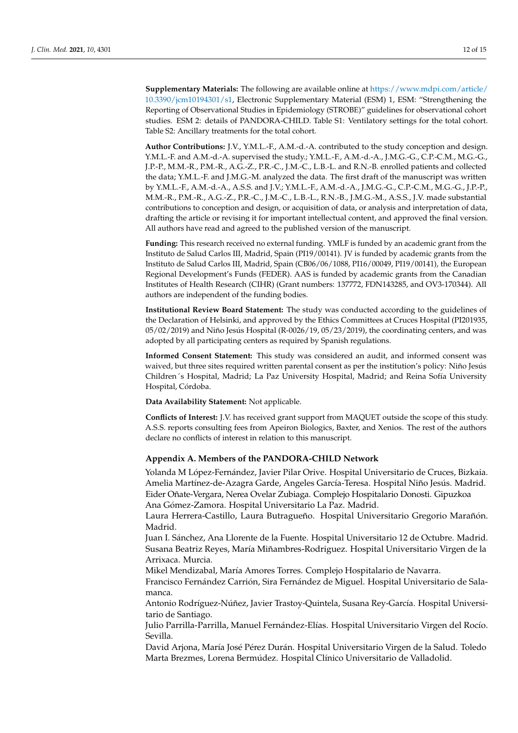**Supplementary Materials:** The following are available online at https://www.mdpi.com/article/10.3390/jcm10194301/s1, Electronic Supplementary Material (ESM) 1, ESM: "Strengthening the Reporting of Observational Studies in Epidemiology (STROBE)" guidelines for observational cohort studies. ESM 2: details of PANDORA-CHILD. Table S1: Ventilatory settings for the total cohort. Table S2: Ancillary treatments for the total cohort.

**Author Contributions:** J.V., Y.M.L.-F., A.M.-d.-A. contributed to the study conception and design. Y.M.L.-F. and A.M.-d.-A. supervised the study.; Y.M.L.-F., A.M.-d.-A., J.M.G.-G., C.P.-C.M., M.G.-G., J.P.-P., M.M.-R., P.M.-R., A.G.-Z., P.R.-C., J.M.-C., L.B.-L. and R.N.-B. enrolled patients and collected the data; Y.M.L.-F. and J.M.G.-M. analyzed the data. The first draft of the manuscript was written by Y.M.L.-F., A.M.-d.-A., A.S.S. and J.V.; Y.M.L.-F., A.M.-d.-A., J.M.G.-G., C.P.-C.M., M.G.-G., J.P.-P., M.M.-R., P.M.-R., A.G.-Z., P.R.-C., J.M.-C., L.B.-L., R.N.-B., J.M.G.-M., A.S.S., J.V. made substantial contributions to conception and design, or acquisition of data, or analysis and interpretation of data, drafting the article or revising it for important intellectual content, and approved the final version. All authors have read and agreed to the published version of the manuscript.

**Funding:** This research received no external funding. YMLF is funded by an academic grant from the Instituto de Salud Carlos III, Madrid, Spain (PI19/00141). JV is funded by academic grants from the Instituto de Salud Carlos III, Madrid, Spain (CB06/06/1088, PI16/00049, PI19/00141), the European Regional Development's Funds (FEDER). AAS is funded by academic grants from the Canadian Institutes of Health Research (CIHR) (Grant numbers: 137772, FDN143285, and OV3-170344). All authors are independent of the funding bodies.

**Institutional Review Board Statement:** The study was conducted according to the guidelines of the Declaration of Helsinki, and approved by the Ethics Committees at Cruces Hospital (PI201935, 05/02/2019) and Niño Jesús Hospital (R-0026/19, 05/23/2019), the coordinating centers, and was adopted by all participating centers as required by Spanish regulations.

**Informed Consent Statement:** This study was considered an audit, and informed consent was waived, but three sites required written parental consent as per the institution's policy: Niño Jesús Children´s Hospital, Madrid; La Paz University Hospital, Madrid; and Reina Sofía University Hospital, Córdoba.

**Data Availability Statement:** Not applicable.

**Conflicts of Interest:** J.V. has received grant support from MAQUET outside the scope of this study. A.S.S. reports consulting fees from Apeiron Biologics, Baxter, and Xenios. The rest of the authors declare no conflicts of interest in relation to this manuscript.

## Appendix A. Members of the PANDORA-CHILD Network

Yolanda M López-Fernández, Javier Pilar Orive. Hospital Universitario de Cruces, Bizkaia.
Amelia Martínez-de-Azagra Garde, Angeles García-Teresa. Hospital Niño Jesús. Madrid.
Eider Oñate-Vergara, Nerea Ovelar Zubiaga. Complejo Hospitalario Donosti. Gipuzkoa
Ana Gómez-Zamora. Hospital Universitario La Paz. Madrid.
Laura Herrera-Castillo, Laura Butragueño. Hospital Universitario Gregorio Marañón. Madrid.
Juan I. Sánchez, Ana Llorente de la Fuente. Hospital Universitario 12 de Octubre. Madrid.
Susana Beatriz Reyes, María Miñambres-Rodriguez. Hospital Universitario Virgen de la Arrixaca. Murcia.
Mikel Mendizabal, María Amores Torres. Complejo Hospitalario de Navarra.
Francisco Fernández Carrión, Sira Fernández de Miguel. Hospital Universitario de Salamanca.
Antonio Rodríguez-Núñez, Javier Trastoy-Quintela, Susana Rey-García. Hospital Universitario de Santiago.
Julio Parrilla-Parrilla, Manuel Fernández-Elías. Hospital Universitario Virgen del Rocío. Sevilla.
David Arjona, María José Pérez Durán. Hospital Universitario Virgen de la Salud. Toledo
Marta Brezmes, Lorena Bermúdez. Hospital Clínico Universitario de Valladolid.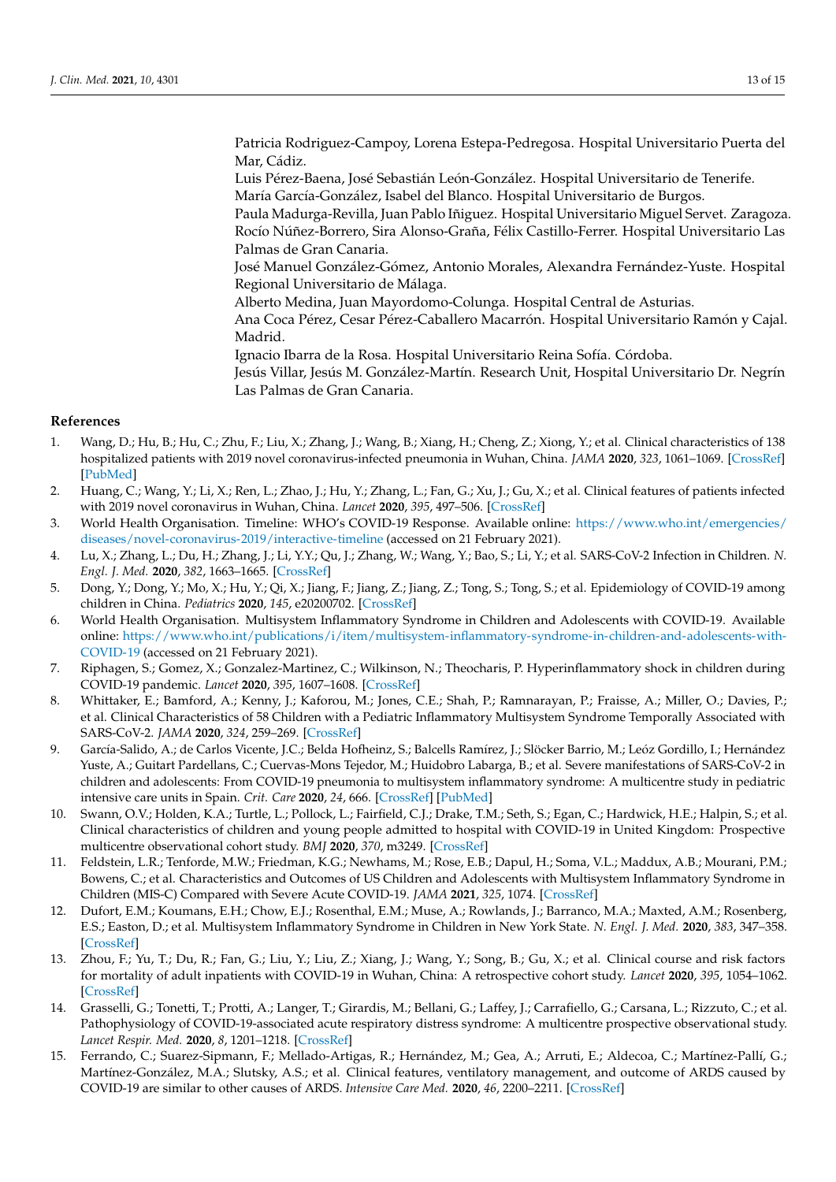Patricia Rodriguez-Campoy, Lorena Estepa-Pedregosa. Hospital Universitario Puerta del Mar, Cádiz.
Luis Pérez-Baena, José Sebastián León-González. Hospital Universitario de Tenerife.
María García-González, Isabel del Blanco. Hospital Universitario de Burgos.
Paula Madurga-Revilla, Juan Pablo Iñiguez. Hospital Universitario Miguel Servet. Zaragoza.
Rocío Núñez-Borrero, Sira Alonso-Graña, Félix Castillo-Ferrer. Hospital Universitario Las Palmas de Gran Canaria.
José Manuel González-Gómez, Antonio Morales, Alexandra Fernández-Yuste. Hospital Regional Universitario de Málaga.
Alberto Medina, Juan Mayordomo-Colunga. Hospital Central de Asturias.
Ana Coca Pérez, Cesar Pérez-Caballero Macarrón. Hospital Universitario Ramón y Cajal. Madrid.
Ignacio Ibarra de la Rosa. Hospital Universitario Reina Sofía. Córdoba.
Jesús Villar, Jesús M. González-Martín. Research Unit, Hospital Universitario Dr. Negrín Las Palmas de Gran Canaria.

## References

1. Wang, D.; Hu, B.; Hu, C.; Zhu, F.; Liu, X.; Zhang, J.; Wang, B.; Xiang, H.; Cheng, Z.; Xiong, Y.; et al. Clinical characteristics of 138 hospitalized patients with 2019 novel coronavirus-infected pneumonia in Wuhan, China. *JAMA* **2020**, *323*, 1061–1069. [CrossRef] [PubMed]
2. Huang, C.; Wang, Y.; Li, X.; Ren, L.; Zhao, J.; Hu, Y.; Zhang, L.; Fan, G.; Xu, J.; Gu, X.; et al. Clinical features of patients infected with 2019 novel coronavirus in Wuhan, China. *Lancet* **2020**, *395*, 497–506. [CrossRef]
3. World Health Organisation. Timeline: WHO's COVID-19 Response. Available online: https://www.who.int/emergencies/diseases/novel-coronavirus-2019/interactive-timeline (accessed on 21 February 2021).
4. Lu, X.; Zhang, L.; Du, H.; Zhang, J.; Li, Y.Y.; Qu, J.; Zhang, W.; Wang, Y.; Bao, S.; Li, Y.; et al. SARS-CoV-2 Infection in Children. *N. Engl. J. Med.* **2020**, *382*, 1663–1665. [CrossRef]
5. Dong, Y.; Dong, Y.; Mo, X.; Hu, Y.; Qi, X.; Jiang, F.; Jiang, Z.; Jiang, Z.; Tong, S.; Tong, S.; et al. Epidemiology of COVID-19 among children in China. *Pediatrics* **2020**, *145*, e20200702. [CrossRef]
6. World Health Organisation. Multisystem Inflammatory Syndrome in Children and Adolescents with COVID-19. Available online: https://www.who.int/publications/i/item/multisystem-inflammatory-syndrome-in-children-and-adolescents-with-COVID-19 (accessed on 21 February 2021).
7. Riphagen, S.; Gomez, X.; Gonzalez-Martinez, C.; Wilkinson, N.; Theocharis, P. Hyperinflammatory shock in children during COVID-19 pandemic. *Lancet* **2020**, *395*, 1607–1608. [CrossRef]
8. Whittaker, E.; Bamford, A.; Kenny, J.; Kaforou, M.; Jones, C.E.; Shah, P.; Ramnarayan, P.; Fraisse, A.; Miller, O.; Davies, P.; et al. Clinical Characteristics of 58 Children with a Pediatric Inflammatory Multisystem Syndrome Temporally Associated with SARS-CoV-2. *JAMA* **2020**, *324*, 259–269. [CrossRef]
9. García-Salido, A.; de Carlos Vicente, J.C.; Belda Hofheinz, S.; Balcells Ramírez, J.; Slöcker Barrio, M.; Leóz Gordillo, I.; Hernández Yuste, A.; Guitart Pardellans, C.; Cuervas-Mons Tejedor, M.; Huidobro Labarga, B.; et al. Severe manifestations of SARS-CoV-2 in children and adolescents: From COVID-19 pneumonia to multisystem inflammatory syndrome: A multicentre study in pediatric intensive care units in Spain. *Crit. Care* **2020**, *24*, 666. [CrossRef] [PubMed]
10. Swann, O.V.; Holden, K.A.; Turtle, L.; Pollock, L.; Fairfield, C.J.; Drake, T.M.; Seth, S.; Egan, C.; Hardwick, H.E.; Halpin, S.; et al. Clinical characteristics of children and young people admitted to hospital with COVID-19 in United Kingdom: Prospective multicentre observational cohort study. *BMJ* **2020**, *370*, m3249. [CrossRef]
11. Feldstein, L.R.; Tenforde, M.W.; Friedman, K.G.; Newhams, M.; Rose, E.B.; Dapul, H.; Soma, V.L.; Maddux, A.B.; Mourani, P.M.; Bowens, C.; et al. Characteristics and Outcomes of US Children and Adolescents with Multisystem Inflammatory Syndrome in Children (MIS-C) Compared with Severe Acute COVID-19. *JAMA* **2021**, *325*, 1074. [CrossRef]
12. Dufort, E.M.; Koumans, E.H.; Chow, E.J.; Rosenthal, E.M.; Muse, A.; Rowlands, J.; Barranco, M.A.; Maxted, A.M.; Rosenberg, E.S.; Easton, D.; et al. Multisystem Inflammatory Syndrome in Children in New York State. *N. Engl. J. Med.* **2020**, *383*, 347–358. [CrossRef]
13. Zhou, F.; Yu, T.; Du, R.; Fan, G.; Liu, Y.; Liu, Z.; Xiang, J.; Wang, Y.; Song, B.; Gu, X.; et al. Clinical course and risk factors for mortality of adult inpatients with COVID-19 in Wuhan, China: A retrospective cohort study. *Lancet* **2020**, *395*, 1054–1062. [CrossRef]
14. Grasselli, G.; Tonetti, T.; Protti, A.; Langer, T.; Girardis, M.; Bellani, G.; Laffey, J.; Carrafiello, G.; Carsana, L.; Rizzuto, C.; et al. Pathophysiology of COVID-19-associated acute respiratory distress syndrome: A multicentre prospective observational study. *Lancet Respir. Med.* **2020**, *8*, 1201–1218. [CrossRef]
15. Ferrando, C.; Suarez-Sipmann, F.; Mellado-Artigas, R.; Hernández, M.; Gea, A.; Arruti, E.; Aldecoa, C.; Martínez-Pallí, G.; Martínez-González, M.A.; Slutsky, A.S.; et al. Clinical features, ventilatory management, and outcome of ARDS caused by COVID-19 are similar to other causes of ARDS. *Intensive Care Med.* **2020**, *46*, 2200–2211. [CrossRef]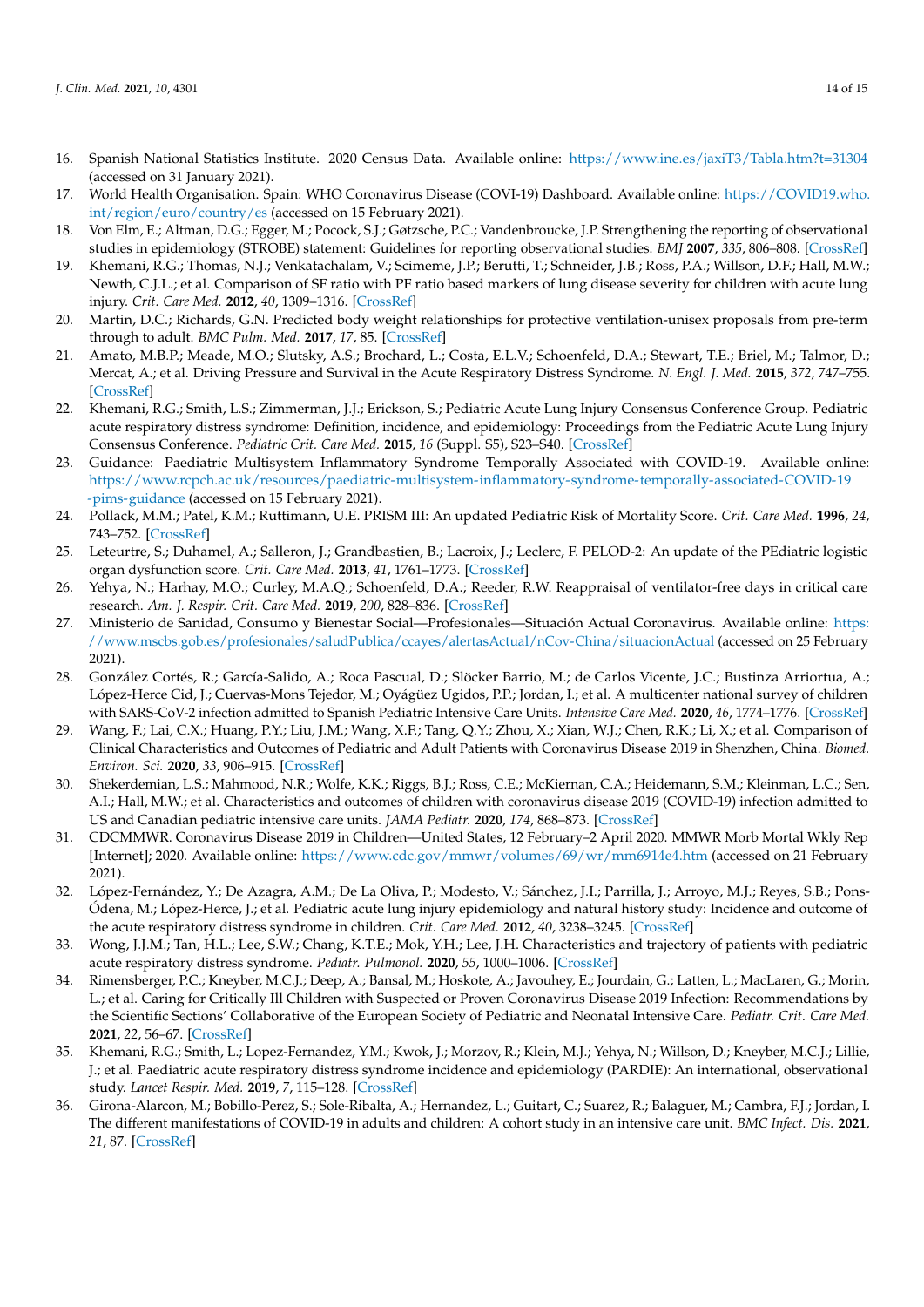16. Spanish National Statistics Institute. 2020 Census Data. Available online: https://www.ine.es/jaxiT3/Tabla.htm?t=31304 (accessed on 31 January 2021).
17. World Health Organisation. Spain: WHO Coronavirus Disease (COVI-19) Dashboard. Available online: https://COVID19.who.int/region/euro/country/es (accessed on 15 February 2021).
18. Von Elm, E.; Altman, D.G.; Egger, M.; Pocock, S.J.; Gøtzsche, P.C.; Vandenbroucke, J.P. Strengthening the reporting of observational studies in epidemiology (STROBE) statement: Guidelines for reporting observational studies. *BMJ* **2007**, *335*, 806–808. [CrossRef]
19. Khemani, R.G.; Thomas, N.J.; Venkatachalam, V.; Scimeme, J.P.; Berutti, T.; Schneider, J.B.; Ross, P.A.; Willson, D.F.; Hall, M.W.; Newth, C.J.L.; et al. Comparison of SF ratio with PF ratio based markers of lung disease severity for children with acute lung injury. *Crit. Care Med.* **2012**, *40*, 1309–1316. [CrossRef]
20. Martin, D.C.; Richards, G.N. Predicted body weight relationships for protective ventilation-unisex proposals from pre-term through to adult. *BMC Pulm. Med.* **2017**, *17*, 85. [CrossRef]
21. Amato, M.B.P.; Meade, M.O.; Slutsky, A.S.; Brochard, L.; Costa, E.L.V.; Schoenfeld, D.A.; Stewart, T.E.; Briel, M.; Talmor, D.; Mercat, A.; et al. Driving Pressure and Survival in the Acute Respiratory Distress Syndrome. *N. Engl. J. Med.* **2015**, *372*, 747–755. [CrossRef]
22. Khemani, R.G.; Smith, L.S.; Zimmerman, J.J.; Erickson, S.; Pediatric Acute Lung Injury Consensus Conference Group. Pediatric acute respiratory distress syndrome: Definition, incidence, and epidemiology: Proceedings from the Pediatric Acute Lung Injury Consensus Conference. *Pediatric Crit. Care Med.* **2015**, *16* (Suppl. S5), S23–S40. [CrossRef]
23. Guidance: Paediatric Multisystem Inflammatory Syndrome Temporally Associated with COVID-19. Available online: https://www.rcpch.ac.uk/resources/paediatric-multisystem-inflammatory-syndrome-temporally-associated-COVID-19-pims-guidance (accessed on 15 February 2021).
24. Pollack, M.M.; Patel, K.M.; Ruttimann, U.E. PRISM III: An updated Pediatric Risk of Mortality Score. *Crit. Care Med.* **1996**, *24*, 743–752. [CrossRef]
25. Leteurtre, S.; Duhamel, A.; Salleron, J.; Grandbastien, B.; Lacroix, J.; Leclerc, F. PELOD-2: An update of the PEdiatric logistic organ dysfunction score. *Crit. Care Med.* **2013**, *41*, 1761–1773. [CrossRef]
26. Yehya, N.; Harhay, M.O.; Curley, M.A.Q.; Schoenfeld, D.A.; Reeder, R.W. Reappraisal of ventilator-free days in critical care research. *Am. J. Respir. Crit. Care Med.* **2019**, *200*, 828–836. [CrossRef]
27. Ministerio de Sanidad, Consumo y Bienestar Social—Profesionales—Situación Actual Coronavirus. Available online: https://www.mscbs.gob.es/profesionales/saludPublica/ccayes/alertasActual/nCov-China/situacionActual (accessed on 25 February 2021).
28. González Cortés, R.; García-Salido, A.; Roca Pascual, D.; Slöcker Barrio, M.; de Carlos Vicente, J.C.; Bustinza Arriortua, A.; López-Herce Cid, J.; Cuervas-Mons Tejedor, M.; Oyágüez Ugidos, P.P.; Jordan, I.; et al. A multicenter national survey of children with SARS-CoV-2 infection admitted to Spanish Pediatric Intensive Care Units. *Intensive Care Med.* **2020**, *46*, 1774–1776. [CrossRef]
29. Wang, F.; Lai, C.X.; Huang, P.Y.; Liu, J.M.; Wang, X.F.; Tang, Q.Y.; Zhou, X.; Xian, W.J.; Chen, R.K.; Li, X.; et al. Comparison of Clinical Characteristics and Outcomes of Pediatric and Adult Patients with Coronavirus Disease 2019 in Shenzhen, China. *Biomed. Environ. Sci.* **2020**, *33*, 906–915. [CrossRef]
30. Shekerdemian, L.S.; Mahmood, N.R.; Wolfe, K.K.; Riggs, B.J.; Ross, C.E.; McKiernan, C.A.; Heidemann, S.M.; Kleinman, L.C.; Sen, A.I.; Hall, M.W.; et al. Characteristics and outcomes of children with coronavirus disease 2019 (COVID-19) infection admitted to US and Canadian pediatric intensive care units. *JAMA Pediatr.* **2020**, *174*, 868–873. [CrossRef]
31. CDCMMWR. Coronavirus Disease 2019 in Children—United States, 12 February–2 April 2020. MMWR Morb Mortal Wkly Rep [Internet]; 2020. Available online: https://www.cdc.gov/mmwr/volumes/69/wr/mm6914e4.htm (accessed on 21 February 2021).
32. López-Fernández, Y.; De Azagra, A.M.; De La Oliva, P.; Modesto, V.; Sánchez, J.I.; Parrilla, J.; Arroyo, M.J.; Reyes, S.B.; Pons-Ódena, M.; López-Herce, J.; et al. Pediatric acute lung injury epidemiology and natural history study: Incidence and outcome of the acute respiratory distress syndrome in children. *Crit. Care Med.* **2012**, *40*, 3238–3245. [CrossRef]
33. Wong, J.J.M.; Tan, H.L.; Lee, S.W.; Chang, K.T.E.; Mok, Y.H.; Lee, J.H. Characteristics and trajectory of patients with pediatric acute respiratory distress syndrome. *Pediatr. Pulmonol.* **2020**, *55*, 1000–1006. [CrossRef]
34. Rimensberger, P.C.; Kneyber, M.C.J.; Deep, A.; Bansal, M.; Hoskote, A.; Javouhey, E.; Jourdain, G.; Latten, L.; MacLaren, G.; Morin, L.; et al. Caring for Critically Ill Children with Suspected or Proven Coronavirus Disease 2019 Infection: Recommendations by the Scientific Sections' Collaborative of the European Society of Pediatric and Neonatal Intensive Care. *Pediatr. Crit. Care Med.* **2021**, *22*, 56–67. [CrossRef]
35. Khemani, R.G.; Smith, L.; Lopez-Fernandez, Y.M.; Kwok, J.; Morzov, R.; Klein, M.J.; Yehya, N.; Willson, D.; Kneyber, M.C.J.; Lillie, J.; et al. Paediatric acute respiratory distress syndrome incidence and epidemiology (PARDIE): An international, observational study. *Lancet Respir. Med.* **2019**, *7*, 115–128. [CrossRef]
36. Girona-Alarcon, M.; Bobillo-Perez, S.; Sole-Ribalta, A.; Hernandez, L.; Guitart, C.; Suarez, R.; Balaguer, M.; Cambra, F.J.; Jordan, I. The different manifestations of COVID-19 in adults and children: A cohort study in an intensive care unit. *BMC Infect. Dis.* **2021**, *21*, 87. [CrossRef]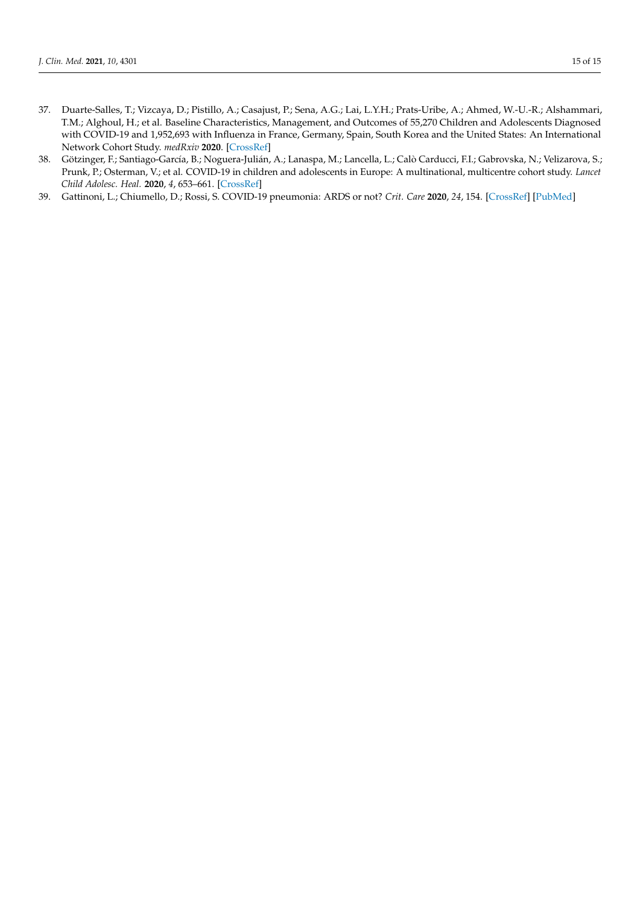37. Duarte-Salles, T.; Vizcaya, D.; Pistillo, A.; Casajust, P.; Sena, A.G.; Lai, L.Y.H.; Prats-Uribe, A.; Ahmed, W.-U.-R.; Alshammari, T.M.; Alghoul, H.; et al. Baseline Characteristics, Management, and Outcomes of 55,270 Children and Adolescents Diagnosed with COVID-19 and 1,952,693 with Influenza in France, Germany, Spain, South Korea and the United States: An International Network Cohort Study. *medRxiv* **2020**. [CrossRef]
38. Götzinger, F.; Santiago-García, B.; Noguera-Julián, A.; Lanaspa, M.; Lancella, L.; Calò Carducci, F.I.; Gabrovska, N.; Velizarova, S.; Prunk, P.; Osterman, V.; et al. COVID-19 in children and adolescents in Europe: A multinational, multicentre cohort study. *Lancet Child Adolesc. Heal.* **2020**, *4*, 653–661. [CrossRef]
39. Gattinoni, L.; Chiumello, D.; Rossi, S. COVID-19 pneumonia: ARDS or not? *Crit. Care* **2020**, *24*, 154. [CrossRef] [PubMed]